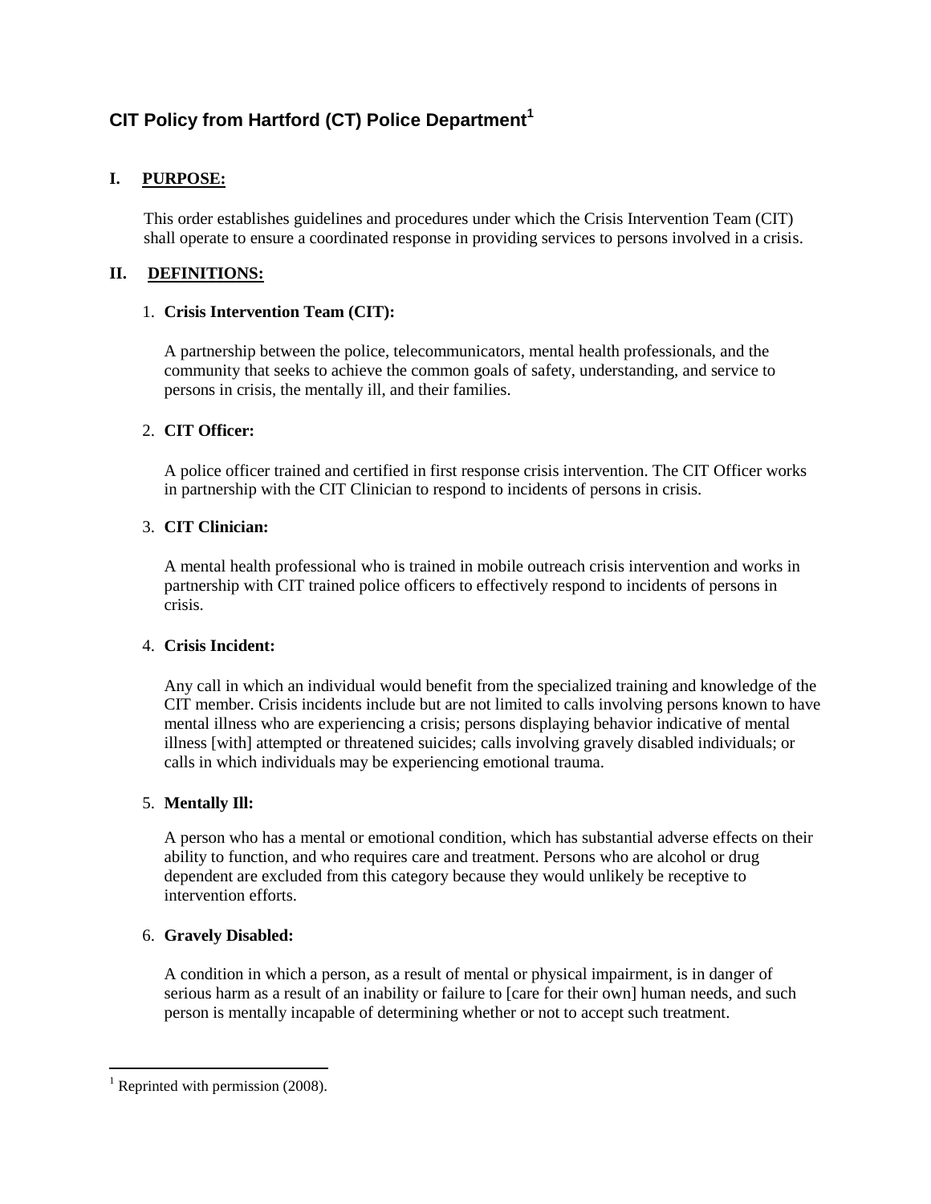## CIT Policy from Hartford (CT) Police Department[1]

### I. PURPOSE:

This order establishes guidelines and procedures under which the Crisis Intervention Team (CIT) shall operate to ensure a coordinated response in providing services to persons involved in a crisis.

### II. DEFINITIONS:

1. **Crisis Intervention Team (CIT):**

   A partnership between the police, telecommunicators, mental health professionals, and the community that seeks to achieve the common goals of safety, understanding, and service to persons in crisis, the mentally ill, and their families.

2. **CIT Officer:**

   A police officer trained and certified in first response crisis intervention. The CIT Officer works in partnership with the CIT Clinician to respond to incidents of persons in crisis.

3. **CIT Clinician:**

   A mental health professional who is trained in mobile outreach crisis intervention and works in partnership with CIT trained police officers to effectively respond to incidents of persons in crisis.

4. **Crisis Incident:**

   Any call in which an individual would benefit from the specialized training and knowledge of the CIT member. Crisis incidents include but are not limited to calls involving persons known to have mental illness who are experiencing a crisis; persons displaying behavior indicative of mental illness [with] attempted or threatened suicides; calls involving gravely disabled individuals; or calls in which individuals may be experiencing emotional trauma.

5. **Mentally Ill:**

   A person who has a mental or emotional condition, which has substantial adverse effects on their ability to function, and who requires care and treatment. Persons who are alcohol or drug dependent are excluded from this category because they would unlikely be receptive to intervention efforts.

6. **Gravely Disabled:**

   A condition in which a person, as a result of mental or physical impairment, is in danger of serious harm as a result of an inability or failure to [care for their own] human needs, and such person is mentally incapable of determining whether or not to accept such treatment.

---

[1] Reprinted with permission (2008).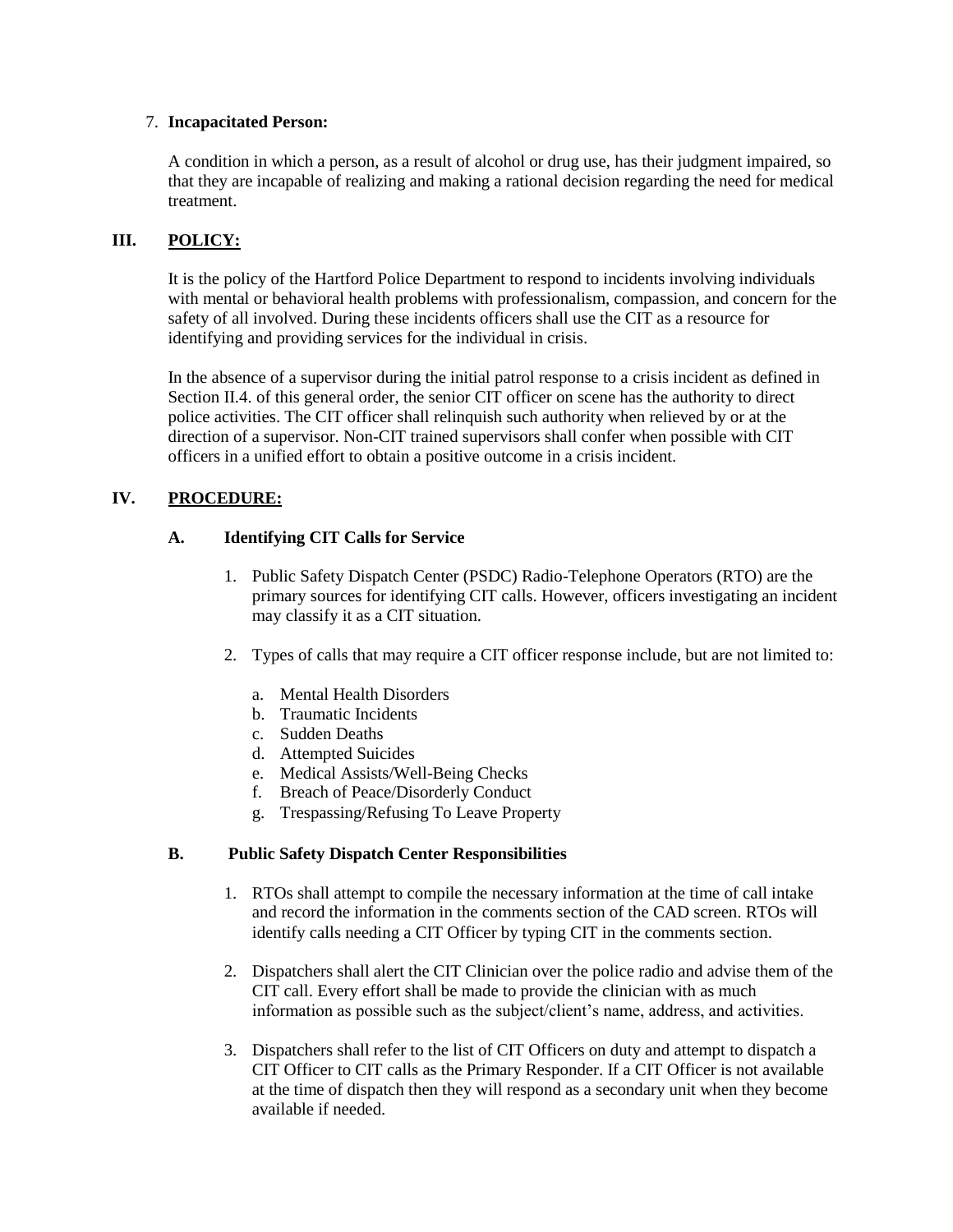7. **Incapacitated Person:**

   A condition in which a person, as a result of alcohol or drug use, has their judgment impaired, so that they are incapable of realizing and making a rational decision regarding the need for medical treatment.

## III. POLICY:

It is the policy of the Hartford Police Department to respond to incidents involving individuals with mental or behavioral health problems with professionalism, compassion, and concern for the safety of all involved. During these incidents officers shall use the CIT as a resource for identifying and providing services for the individual in crisis.

In the absence of a supervisor during the initial patrol response to a crisis incident as defined in Section II.4. of this general order, the senior CIT officer on scene has the authority to direct police activities. The CIT officer shall relinquish such authority when relieved by or at the direction of a supervisor. Non-CIT trained supervisors shall confer when possible with CIT officers in a unified effort to obtain a positive outcome in a crisis incident.

## IV. PROCEDURE:

### A. Identifying CIT Calls for Service

1. Public Safety Dispatch Center (PSDC) Radio-Telephone Operators (RTO) are the primary sources for identifying CIT calls. However, officers investigating an incident may classify it as a CIT situation.

2. Types of calls that may require a CIT officer response include, but are not limited to:

   a. Mental Health Disorders
   b. Traumatic Incidents
   c. Sudden Deaths
   d. Attempted Suicides
   e. Medical Assists/Well-Being Checks
   f. Breach of Peace/Disorderly Conduct
   g. Trespassing/Refusing To Leave Property

### B. Public Safety Dispatch Center Responsibilities

1. RTOs shall attempt to compile the necessary information at the time of call intake and record the information in the comments section of the CAD screen. RTOs will identify calls needing a CIT Officer by typing CIT in the comments section.

2. Dispatchers shall alert the CIT Clinician over the police radio and advise them of the CIT call. Every effort shall be made to provide the clinician with as much information as possible such as the subject/client's name, address, and activities.

3. Dispatchers shall refer to the list of CIT Officers on duty and attempt to dispatch a CIT Officer to CIT calls as the Primary Responder. If a CIT Officer is not available at the time of dispatch then they will respond as a secondary unit when they become available if needed.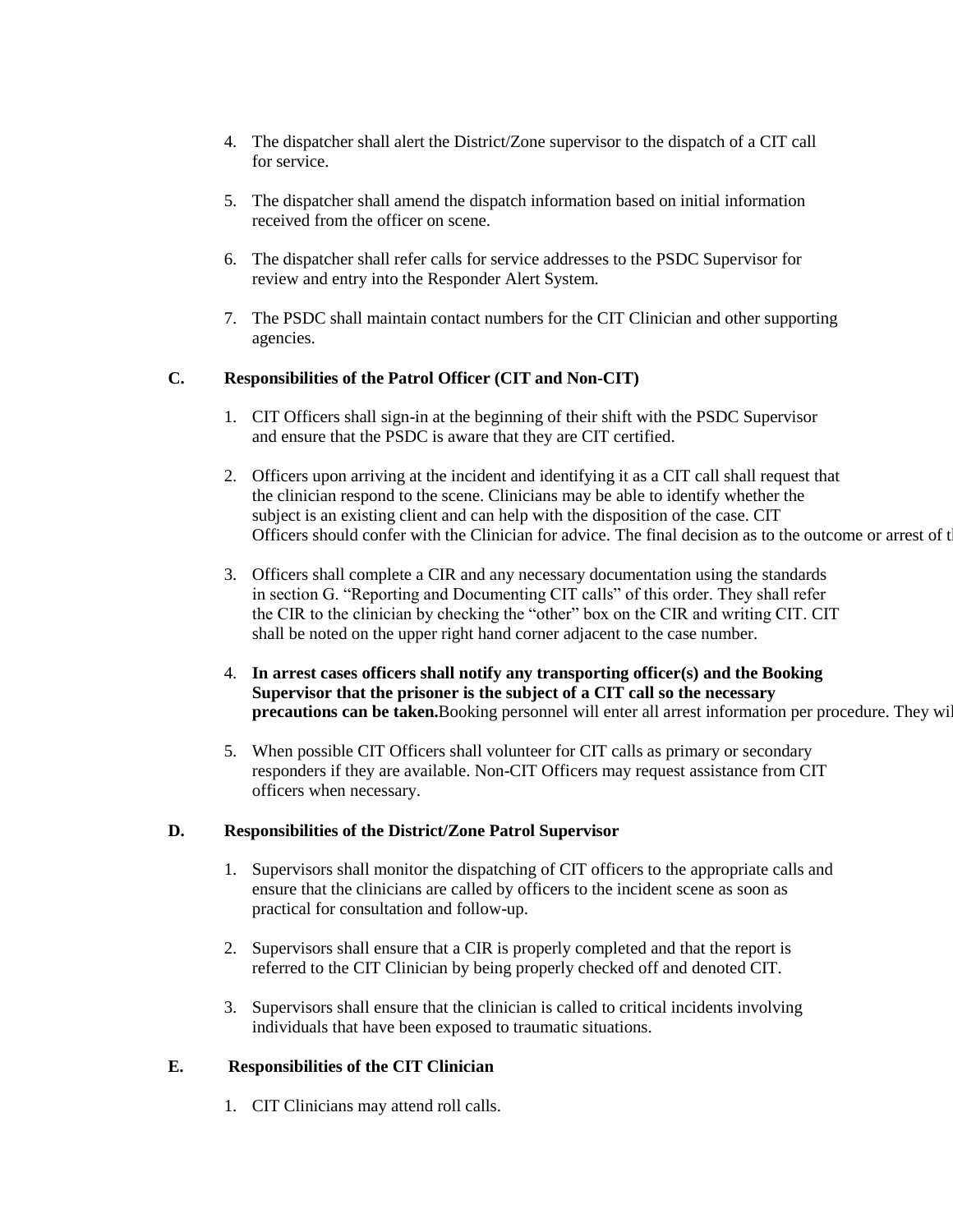4. The dispatcher shall alert the District/Zone supervisor to the dispatch of a CIT call for service.

5. The dispatcher shall amend the dispatch information based on initial information received from the officer on scene.

6. The dispatcher shall refer calls for service addresses to the PSDC Supervisor for review and entry into the Responder Alert System.

7. The PSDC shall maintain contact numbers for the CIT Clinician and other supporting agencies.

**C. Responsibilities of the Patrol Officer (CIT and Non-CIT)**

1. CIT Officers shall sign-in at the beginning of their shift with the PSDC Supervisor and ensure that the PSDC is aware that they are CIT certified.

2. Officers upon arriving at the incident and identifying it as a CIT call shall request that the clinician respond to the scene. Clinicians may be able to identify whether the subject is an existing client and can help with the disposition of the case. CIT Officers should confer with the Clinician for advice. The final decision as to the outcome or arrest of t

3. Officers shall complete a CIR and any necessary documentation using the standards in section G. "Reporting and Documenting CIT calls" of this order. They shall refer the CIR to the clinician by checking the "other" box on the CIR and writing CIT. CIT shall be noted on the upper right hand corner adjacent to the case number.

4. **In arrest cases officers shall notify any transporting officer(s) and the Booking Supervisor that the prisoner is the subject of a CIT call so the necessary precautions can be taken.** Booking personnel will enter all arrest information per procedure. They wil

5. When possible CIT Officers shall volunteer for CIT calls as primary or secondary responders if they are available. Non-CIT Officers may request assistance from CIT officers when necessary.

**D. Responsibilities of the District/Zone Patrol Supervisor**

1. Supervisors shall monitor the dispatching of CIT officers to the appropriate calls and ensure that the clinicians are called by officers to the incident scene as soon as practical for consultation and follow-up.

2. Supervisors shall ensure that a CIR is properly completed and that the report is referred to the CIT Clinician by being properly checked off and denoted CIT.

3. Supervisors shall ensure that the clinician is called to critical incidents involving individuals that have been exposed to traumatic situations.

**E. Responsibilities of the CIT Clinician**

1. CIT Clinicians may attend roll calls.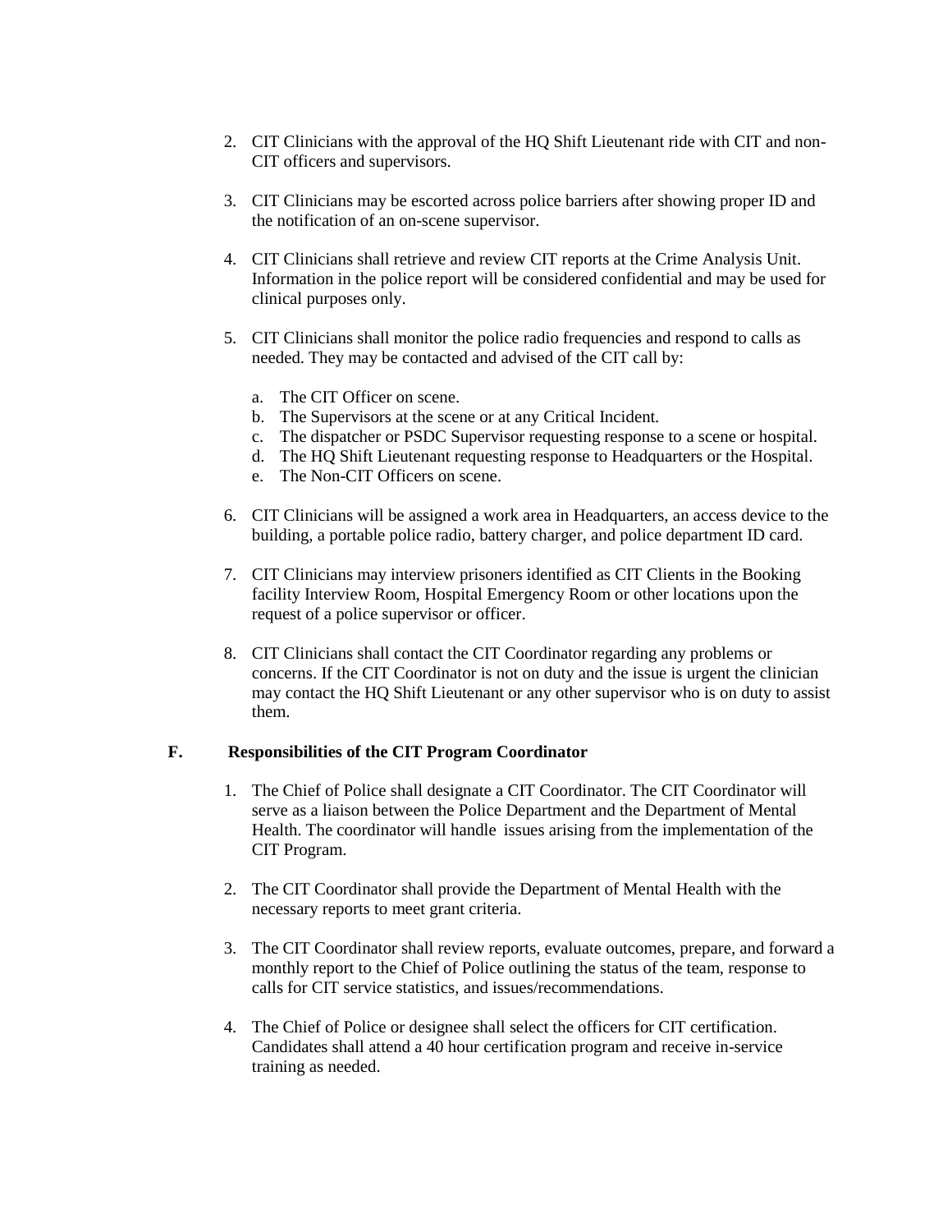2. CIT Clinicians with the approval of the HQ Shift Lieutenant ride with CIT and non-CIT officers and supervisors.

3. CIT Clinicians may be escorted across police barriers after showing proper ID and the notification of an on-scene supervisor.

4. CIT Clinicians shall retrieve and review CIT reports at the Crime Analysis Unit. Information in the police report will be considered confidential and may be used for clinical purposes only.

5. CIT Clinicians shall monitor the police radio frequencies and respond to calls as needed. They may be contacted and advised of the CIT call by:

   a. The CIT Officer on scene.
   b. The Supervisors at the scene or at any Critical Incident.
   c. The dispatcher or PSDC Supervisor requesting response to a scene or hospital.
   d. The HQ Shift Lieutenant requesting response to Headquarters or the Hospital.
   e. The Non-CIT Officers on scene.

6. CIT Clinicians will be assigned a work area in Headquarters, an access device to the building, a portable police radio, battery charger, and police department ID card.

7. CIT Clinicians may interview prisoners identified as CIT Clients in the Booking facility Interview Room, Hospital Emergency Room or other locations upon the request of a police supervisor or officer.

8. CIT Clinicians shall contact the CIT Coordinator regarding any problems or concerns. If the CIT Coordinator is not on duty and the issue is urgent the clinician may contact the HQ Shift Lieutenant or any other supervisor who is on duty to assist them.

**F. Responsibilities of the CIT Program Coordinator**

1. The Chief of Police shall designate a CIT Coordinator. The CIT Coordinator will serve as a liaison between the Police Department and the Department of Mental Health. The coordinator will handle issues arising from the implementation of the CIT Program.

2. The CIT Coordinator shall provide the Department of Mental Health with the necessary reports to meet grant criteria.

3. The CIT Coordinator shall review reports, evaluate outcomes, prepare, and forward a monthly report to the Chief of Police outlining the status of the team, response to calls for CIT service statistics, and issues/recommendations.

4. The Chief of Police or designee shall select the officers for CIT certification. Candidates shall attend a 40 hour certification program and receive in-service training as needed.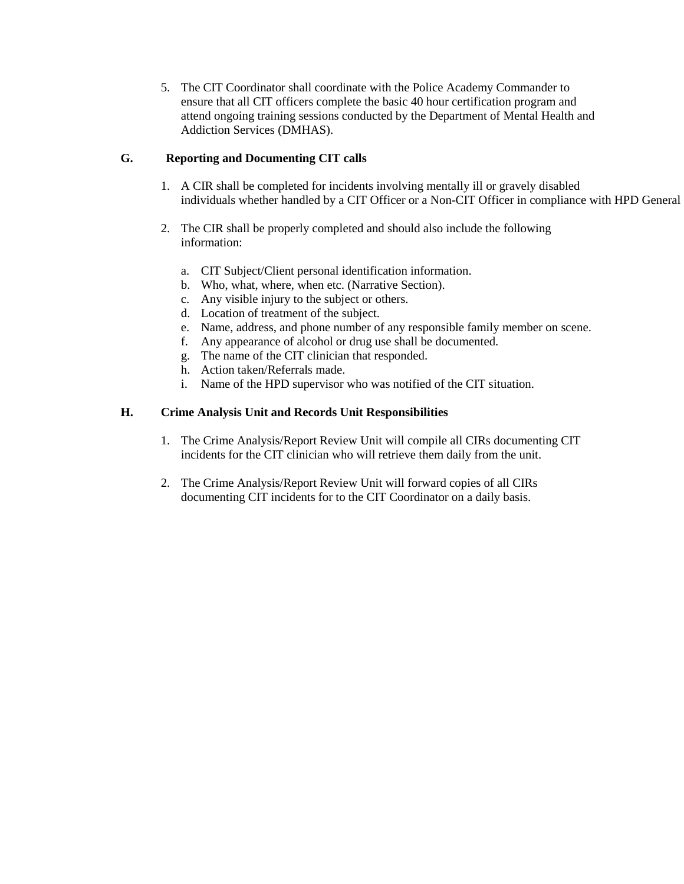5. The CIT Coordinator shall coordinate with the Police Academy Commander to ensure that all CIT officers complete the basic 40 hour certification program and attend ongoing training sessions conducted by the Department of Mental Health and Addiction Services (DMHAS).

**G. Reporting and Documenting CIT calls**

1. A CIR shall be completed for incidents involving mentally ill or gravely disabled individuals whether handled by a CIT Officer or a Non-CIT Officer in compliance with HPD General

2. The CIR shall be properly completed and should also include the following information:

   a. CIT Subject/Client personal identification information.
   b. Who, what, where, when etc. (Narrative Section).
   c. Any visible injury to the subject or others.
   d. Location of treatment of the subject.
   e. Name, address, and phone number of any responsible family member on scene.
   f. Any appearance of alcohol or drug use shall be documented.
   g. The name of the CIT clinician that responded.
   h. Action taken/Referrals made.
   i. Name of the HPD supervisor who was notified of the CIT situation.

**H. Crime Analysis Unit and Records Unit Responsibilities**

1. The Crime Analysis/Report Review Unit will compile all CIRs documenting CIT incidents for the CIT clinician who will retrieve them daily from the unit.

2. The Crime Analysis/Report Review Unit will forward copies of all CIRs documenting CIT incidents for to the CIT Coordinator on a daily basis.